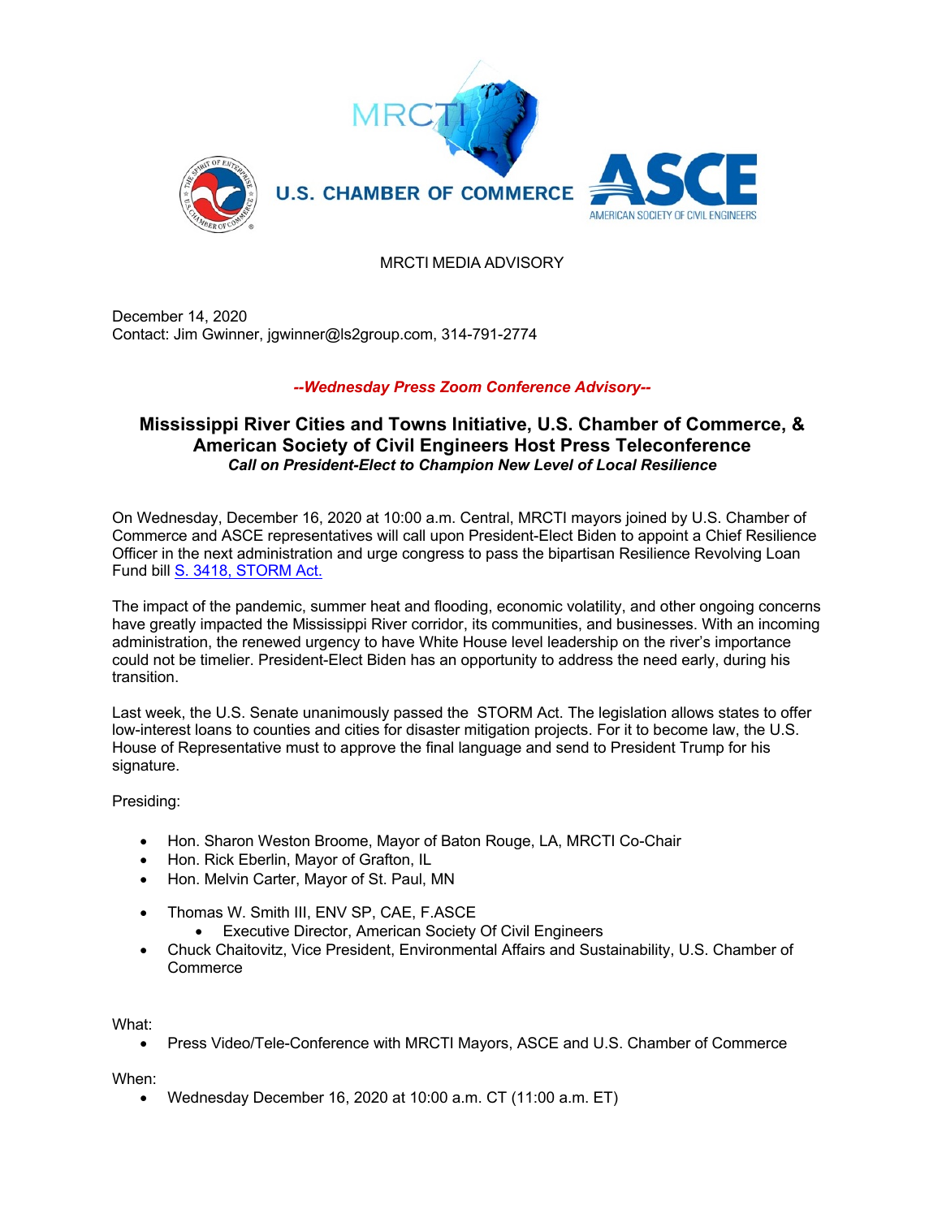MRCTI

U.S. CHAMBER OF COMMERCE

ASCE AMERICAN SOCIETY OF CIVIL ENGINEERS

MRCTI MEDIA ADVISORY

December 14, 2020
Contact: Jim Gwinner, jgwinner@ls2group.com, 314-791-2774

***--Wednesday Press Zoom Conference Advisory--***

## Mississippi River Cities and Towns Initiative, U.S. Chamber of Commerce, & American Society of Civil Engineers Host Press Teleconference

***Call on President-Elect to Champion New Level of Local Resilience***

On Wednesday, December 16, 2020 at 10:00 a.m. Central, MRCTI mayors joined by U.S. Chamber of Commerce and ASCE representatives will call upon President-Elect Biden to appoint a Chief Resilience Officer in the next administration and urge congress to pass the bipartisan Resilience Revolving Loan Fund bill S. 3418, STORM Act.

The impact of the pandemic, summer heat and flooding, economic volatility, and other ongoing concerns have greatly impacted the Mississippi River corridor, its communities, and businesses. With an incoming administration, the renewed urgency to have White House level leadership on the river's importance could not be timelier. President-Elect Biden has an opportunity to address the need early, during his transition.

Last week, the U.S. Senate unanimously passed the STORM Act. The legislation allows states to offer low-interest loans to counties and cities for disaster mitigation projects. For it to become law, the U.S. House of Representative must to approve the final language and send to President Trump for his signature.

Presiding:

- Hon. Sharon Weston Broome, Mayor of Baton Rouge, LA, MRCTI Co-Chair
- Hon. Rick Eberlin, Mayor of Grafton, IL
- Hon. Melvin Carter, Mayor of St. Paul, MN

- Thomas W. Smith III, ENV SP, CAE, F.ASCE
  - Executive Director, American Society Of Civil Engineers
- Chuck Chaitovitz, Vice President, Environmental Affairs and Sustainability, U.S. Chamber of Commerce

What:

- Press Video/Tele-Conference with MRCTI Mayors, ASCE and U.S. Chamber of Commerce

When:

- Wednesday December 16, 2020 at 10:00 a.m. CT (11:00 a.m. ET)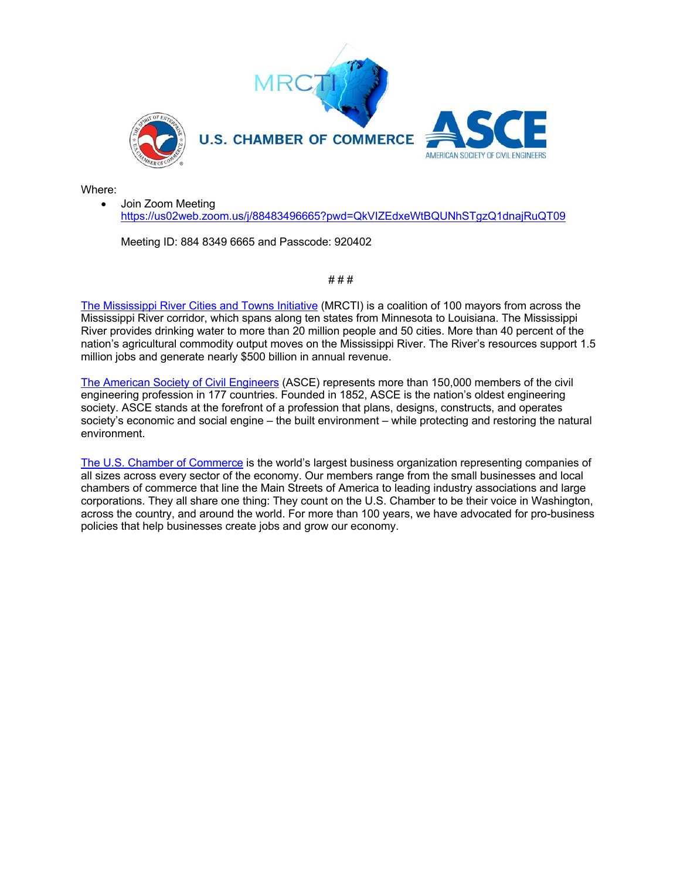Where:

- Join Zoom Meeting
  [https://us02web.zoom.us/j/88483496665?pwd=QkVIZEdxeWtBQUNhSTgzQ1dnajRuQT09](https://us02web.zoom.us/j/88483496665?pwd=QkVIZEdxeWtBQUNhSTgzQ1dnajRuQT09)

  Meeting ID: 884 8349 6665 and Passcode: 920402

###

The Mississippi River Cities and Towns Initiative (MRCTI) is a coalition of 100 mayors from across the Mississippi River corridor, which spans along ten states from Minnesota to Louisiana. The Mississippi River provides drinking water to more than 20 million people and 50 cities. More than 40 percent of the nation's agricultural commodity output moves on the Mississippi River. The River's resources support 1.5 million jobs and generate nearly $500 billion in annual revenue.

The American Society of Civil Engineers (ASCE) represents more than 150,000 members of the civil engineering profession in 177 countries. Founded in 1852, ASCE is the nation's oldest engineering society. ASCE stands at the forefront of a profession that plans, designs, constructs, and operates society's economic and social engine – the built environment – while protecting and restoring the natural environment.

The U.S. Chamber of Commerce is the world's largest business organization representing companies of all sizes across every sector of the economy. Our members range from the small businesses and local chambers of commerce that line the Main Streets of America to leading industry associations and large corporations. They all share one thing: They count on the U.S. Chamber to be their voice in Washington, across the country, and around the world. For more than 100 years, we have advocated for pro-business policies that help businesses create jobs and grow our economy.